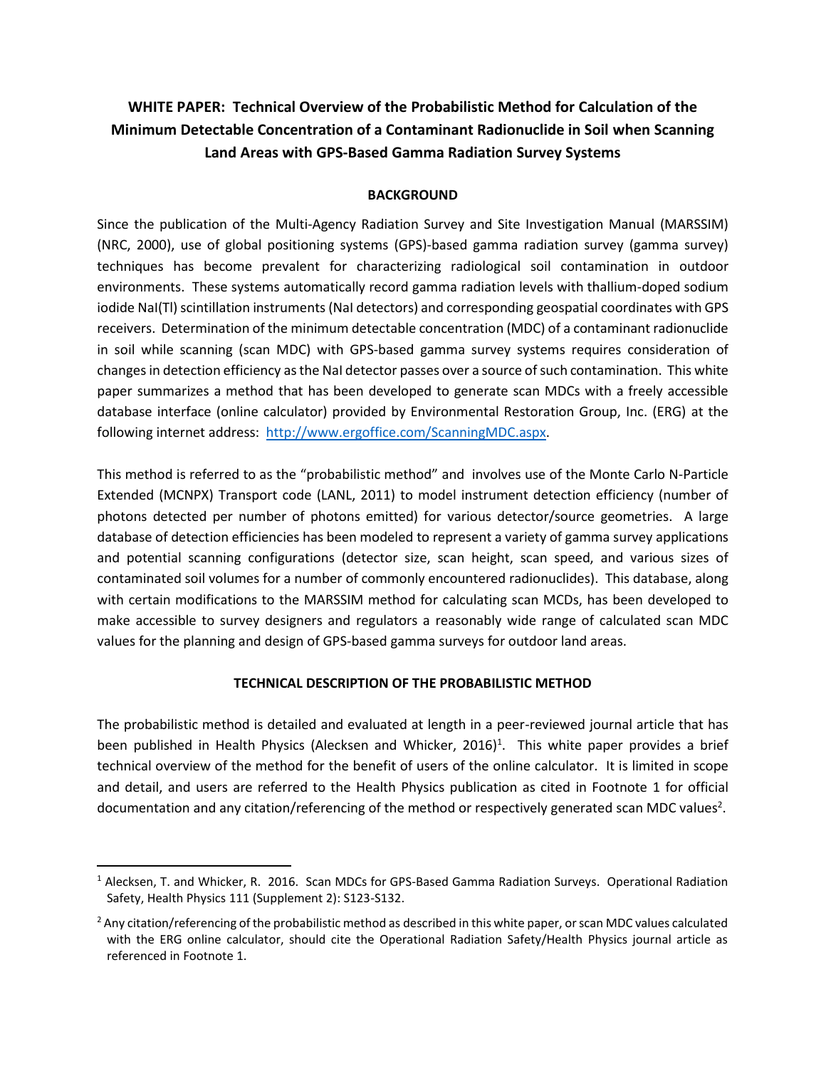# WHITE PAPER: Technical Overview of the Probabilistic Method for Calculation of the Minimum Detectable Concentration of a Contaminant Radionuclide in Soil when Scanning Land Areas with GPS-Based Gamma Radiation Survey Systems

## BACKGROUND

Since the publication of the Multi-Agency Radiation Survey and Site Investigation Manual (MARSSIM) (NRC, 2000), use of global positioning systems (GPS)-based gamma radiation survey (gamma survey) techniques has become prevalent for characterizing radiological soil contamination in outdoor environments. These systems automatically record gamma radiation levels with thallium-doped sodium iodide NaI(Tl) scintillation instruments (NaI detectors) and corresponding geospatial coordinates with GPS receivers. Determination of the minimum detectable concentration (MDC) of a contaminant radionuclide in soil while scanning (scan MDC) with GPS-based gamma survey systems requires consideration of changes in detection efficiency as the NaI detector passes over a source of such contamination. This white paper summarizes a method that has been developed to generate scan MDCs with a freely accessible database interface (online calculator) provided by Environmental Restoration Group, Inc. (ERG) at the following internet address: http://www.ergoffice.com/ScanningMDC.aspx.

This method is referred to as the "probabilistic method" and involves use of the Monte Carlo N-Particle Extended (MCNPX) Transport code (LANL, 2011) to model instrument detection efficiency (number of photons detected per number of photons emitted) for various detector/source geometries. A large database of detection efficiencies has been modeled to represent a variety of gamma survey applications and potential scanning configurations (detector size, scan height, scan speed, and various sizes of contaminated soil volumes for a number of commonly encountered radionuclides). This database, along with certain modifications to the MARSSIM method for calculating scan MCDs, has been developed to make accessible to survey designers and regulators a reasonably wide range of calculated scan MDC values for the planning and design of GPS-based gamma surveys for outdoor land areas.

## TECHNICAL DESCRIPTION OF THE PROBABILISTIC METHOD

The probabilistic method is detailed and evaluated at length in a peer-reviewed journal article that has been published in Health Physics (Alecksen and Whicker, 2016)[1]. This white paper provides a brief technical overview of the method for the benefit of users of the online calculator. It is limited in scope and detail, and users are referred to the Health Physics publication as cited in Footnote 1 for official documentation and any citation/referencing of the method or respectively generated scan MDC values[2].

---

[1] Alecksen, T. and Whicker, R. 2016. Scan MDCs for GPS-Based Gamma Radiation Surveys. Operational Radiation Safety, Health Physics 111 (Supplement 2): S123-S132.

[2] Any citation/referencing of the probabilistic method as described in this white paper, or scan MDC values calculated with the ERG online calculator, should cite the Operational Radiation Safety/Health Physics journal article as referenced in Footnote 1.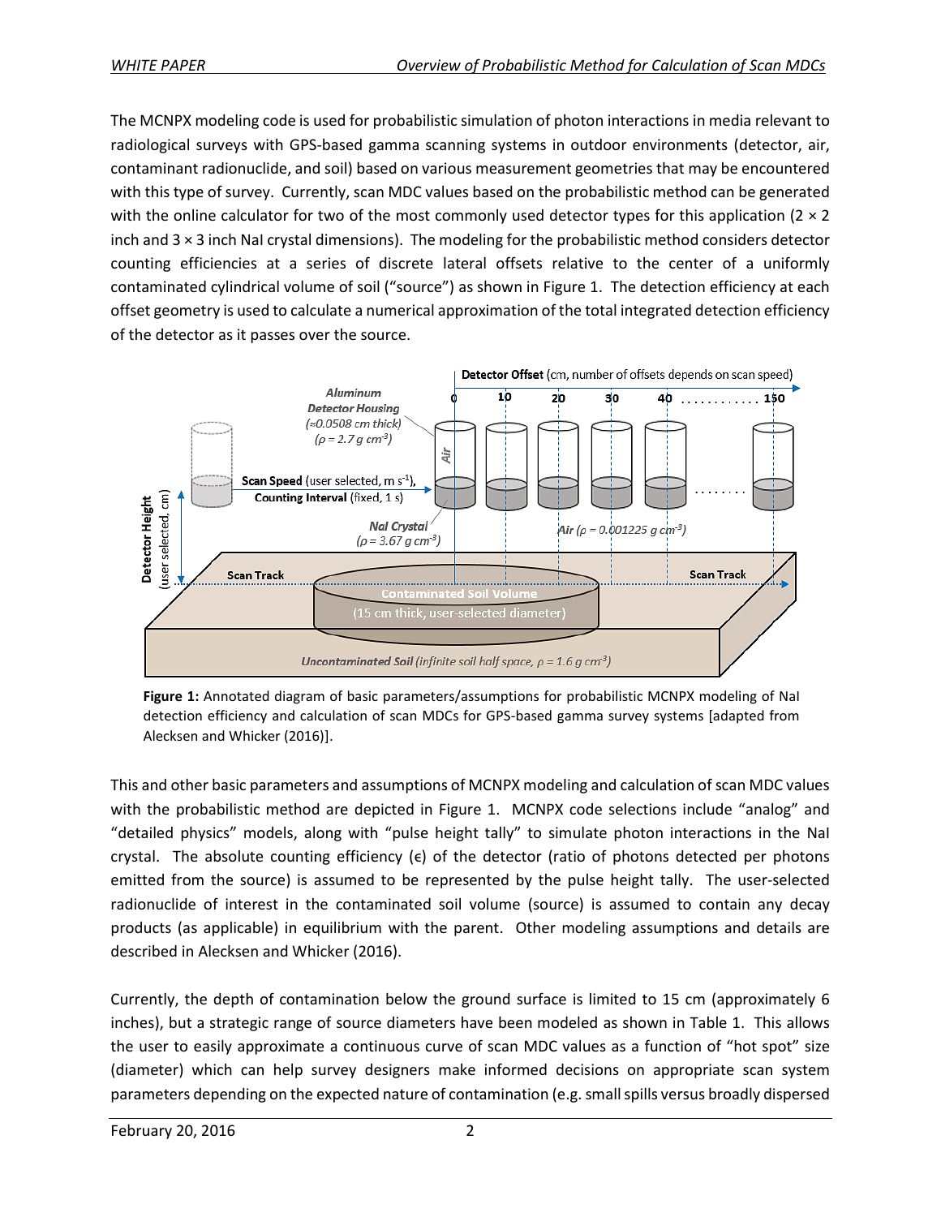The MCNPX modeling code is used for probabilistic simulation of photon interactions in media relevant to radiological surveys with GPS-based gamma scanning systems in outdoor environments (detector, air, contaminant radionuclide, and soil) based on various measurement geometries that may be encountered with this type of survey. Currently, scan MDC values based on the probabilistic method can be generated with the online calculator for two of the most commonly used detector types for this application (2 × 2 inch and 3 × 3 inch NaI crystal dimensions). The modeling for the probabilistic method considers detector counting efficiencies at a series of discrete lateral offsets relative to the center of a uniformly contaminated cylindrical volume of soil ("source") as shown in Figure 1. The detection efficiency at each offset geometry is used to calculate a numerical approximation of the total integrated detection efficiency of the detector as it passes over the source.

**Figure 1:** Annotated diagram of basic parameters/assumptions for probabilistic MCNPX modeling of NaI detection efficiency and calculation of scan MDCs for GPS-based gamma survey systems [adapted from Alecksen and Whicker (2016)].

This and other basic parameters and assumptions of MCNPX modeling and calculation of scan MDC values with the probabilistic method are depicted in Figure 1. MCNPX code selections include "analog" and "detailed physics" models, along with "pulse height tally" to simulate photon interactions in the NaI crystal. The absolute counting efficiency ($\epsilon$) of the detector (ratio of photons detected per photons emitted from the source) is assumed to be represented by the pulse height tally. The user-selected radionuclide of interest in the contaminated soil volume (source) is assumed to contain any decay products (as applicable) in equilibrium with the parent. Other modeling assumptions and details are described in Alecksen and Whicker (2016).

Currently, the depth of contamination below the ground surface is limited to 15 cm (approximately 6 inches), but a strategic range of source diameters have been modeled as shown in Table 1. This allows the user to easily approximate a continuous curve of scan MDC values as a function of "hot spot" size (diameter) which can help survey designers make informed decisions on appropriate scan system parameters depending on the expected nature of contamination (e.g. small spills versus broadly dispersed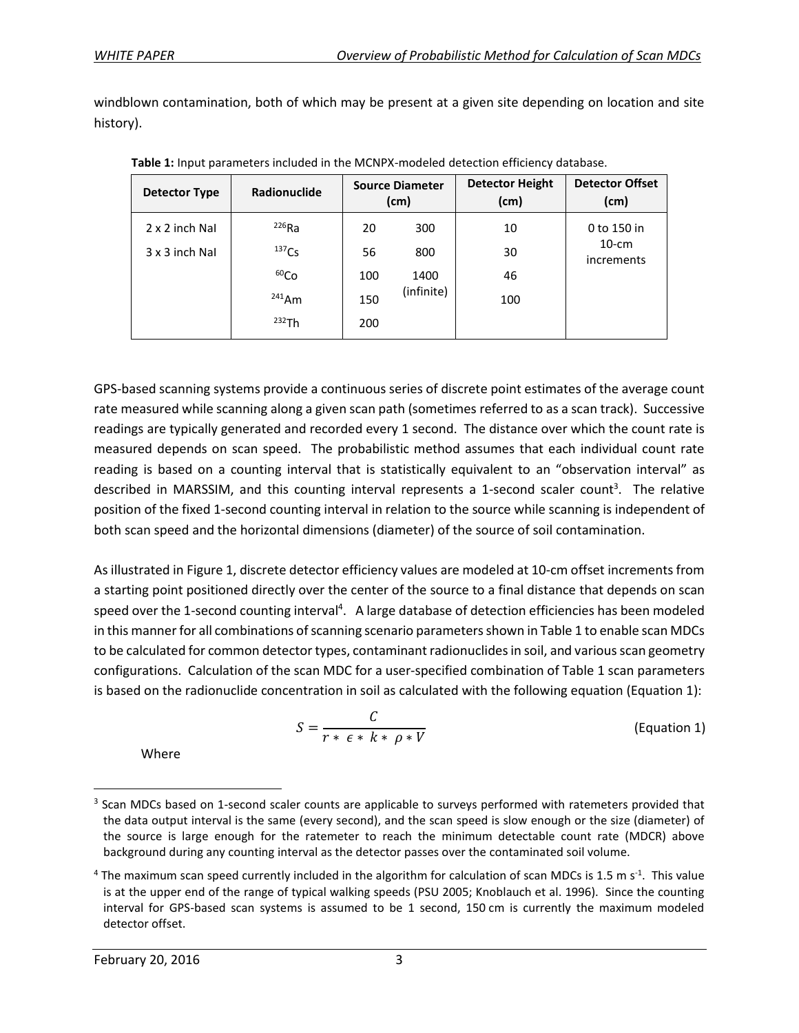windblown contamination, both of which may be present at a given site depending on location and site history).

**Table 1:** Input parameters included in the MCNPX-modeled detection efficiency database.

| Detector Type | Radionuclide | Source Diameter (cm) | | Detector Height (cm) | Detector Offset (cm) |
|---|---|---|---|---|---|
| 2 x 2 inch NaI | $^{226}Ra$ | 20 | 300 | 10 | 0 to 150 in 10-cm increments |
| 3 x 3 inch NaI | $^{137}Cs$ | 56 | 800 | 30 | |
| | $^{60}Co$ | 100 | 1400 (infinite) | 46 | |
| | $^{241}Am$ | 150 | | 100 | |
| | $^{232}Th$ | 200 | | | |

GPS-based scanning systems provide a continuous series of discrete point estimates of the average count rate measured while scanning along a given scan path (sometimes referred to as a scan track). Successive readings are typically generated and recorded every 1 second. The distance over which the count rate is measured depends on scan speed. The probabilistic method assumes that each individual count rate reading is based on a counting interval that is statistically equivalent to an "observation interval" as described in MARSSIM, and this counting interval represents a 1-second scaler count[3]. The relative position of the fixed 1-second counting interval in relation to the source while scanning is independent of both scan speed and the horizontal dimensions (diameter) of the source of soil contamination.

As illustrated in Figure 1, discrete detector efficiency values are modeled at 10-cm offset increments from a starting point positioned directly over the center of the source to a final distance that depends on scan speed over the 1-second counting interval[4]. A large database of detection efficiencies has been modeled in this manner for all combinations of scanning scenario parameters shown in Table 1 to enable scan MDCs to be calculated for common detector types, contaminant radionuclides in soil, and various scan geometry configurations. Calculation of the scan MDC for a user-specified combination of Table 1 scan parameters is based on the radionuclide concentration in soil as calculated with the following equation (Equation 1):

$$S = \frac{C}{r * \epsilon * k * \rho * V} \quad \text{(Equation 1)}$$

Where

[3] Scan MDCs based on 1-second scaler counts are applicable to surveys performed with ratemeters provided that the data output interval is the same (every second), and the scan speed is slow enough or the size (diameter) of the source is large enough for the ratemeter to reach the minimum detectable count rate (MDCR) above background during any counting interval as the detector passes over the contaminated soil volume.

[4] The maximum scan speed currently included in the algorithm for calculation of scan MDCs is 1.5 m $s^{-1}$. This value is at the upper end of the range of typical walking speeds (PSU 2005; Knoblauch et al. 1996). Since the counting interval for GPS-based scan systems is assumed to be 1 second, 150 cm is currently the maximum modeled detector offset.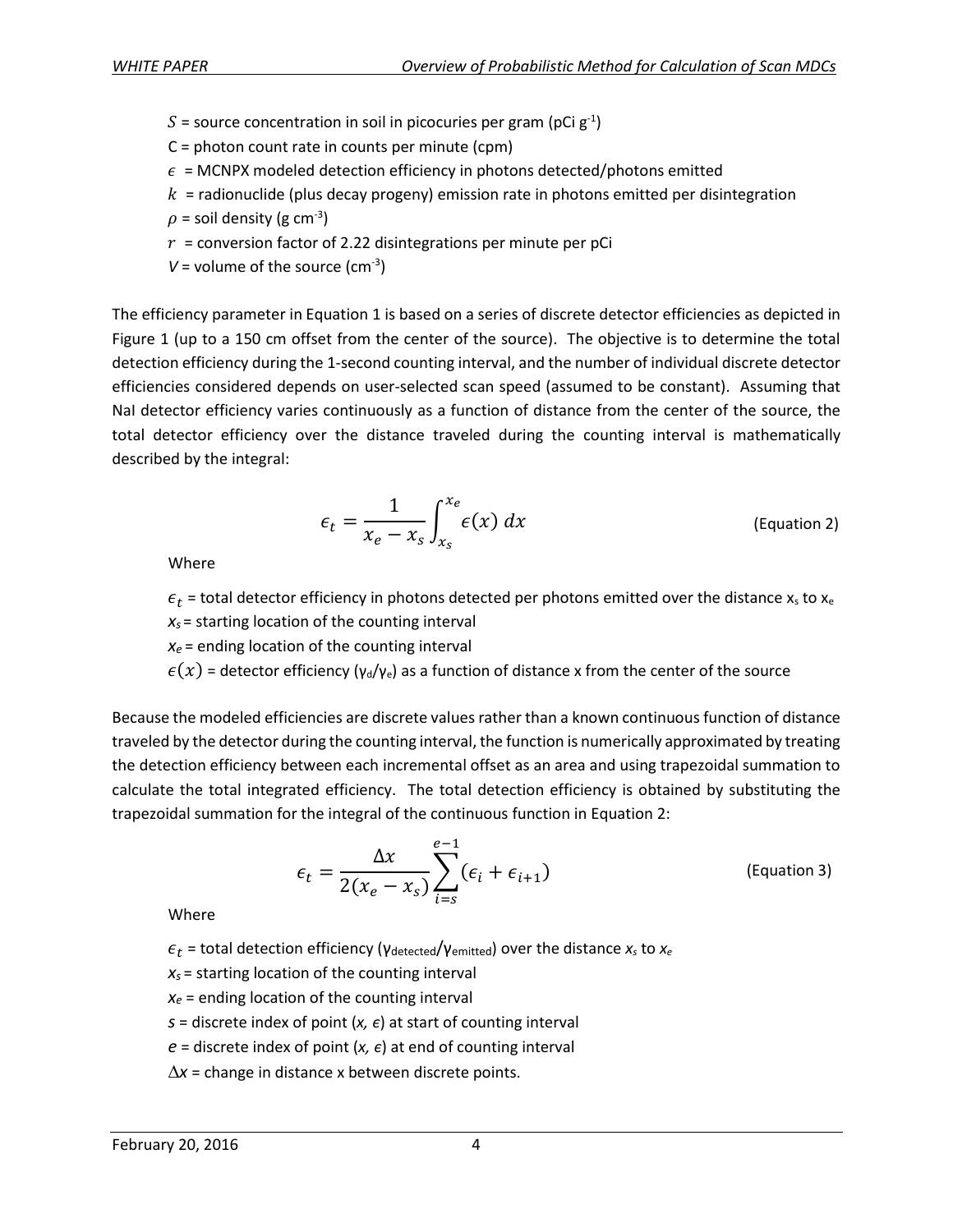$S$ = source concentration in soil in picocuries per gram (pCi $g^{-1}$)

C = photon count rate in counts per minute (cpm)

$\epsilon$ = MCNPX modeled detection efficiency in photons detected/photons emitted

$k$ = radionuclide (plus decay progeny) emission rate in photons emitted per disintegration

$\rho$ = soil density (g $cm^{-3}$)

$r$ = conversion factor of 2.22 disintegrations per minute per pCi

$V$ = volume of the source ($cm^{-3}$)

The efficiency parameter in Equation 1 is based on a series of discrete detector efficiencies as depicted in Figure 1 (up to a 150 cm offset from the center of the source). The objective is to determine the total detection efficiency during the 1-second counting interval, and the number of individual discrete detector efficiencies considered depends on user-selected scan speed (assumed to be constant). Assuming that NaI detector efficiency varies continuously as a function of distance from the center of the source, the total detector efficiency over the distance traveled during the counting interval is mathematically described by the integral:

$$\epsilon_t = \frac{1}{x_e - x_s} \int_{x_s}^{x_e} \epsilon(x)\, dx \qquad \text{(Equation 2)}$$

Where

$\epsilon_t$ = total detector efficiency in photons detected per photons emitted over the distance $x_s$ to $x_e$

$x_s$ = starting location of the counting interval

$x_e$ = ending location of the counting interval

$\epsilon(x)$ = detector efficiency ($\gamma_d/\gamma_e$) as a function of distance x from the center of the source

Because the modeled efficiencies are discrete values rather than a known continuous function of distance traveled by the detector during the counting interval, the function is numerically approximated by treating the detection efficiency between each incremental offset as an area and using trapezoidal summation to calculate the total integrated efficiency. The total detection efficiency is obtained by substituting the trapezoidal summation for the integral of the continuous function in Equation 2:

$$\epsilon_t = \frac{\Delta x}{2(x_e - x_s)} \sum_{i=s}^{e-1} (\epsilon_i + \epsilon_{i+1}) \qquad \text{(Equation 3)}$$

Where

$\epsilon_t$ = total detection efficiency ($\gamma_{detected}/\gamma_{emitted}$) over the distance $x_s$ to $x_e$

$x_s$ = starting location of the counting interval

$x_e$ = ending location of the counting interval

$s$ = discrete index of point ($x$, $\epsilon$) at start of counting interval

$e$ = discrete index of point ($x$, $\epsilon$) at end of counting interval

$\Delta x$ = change in distance x between discrete points.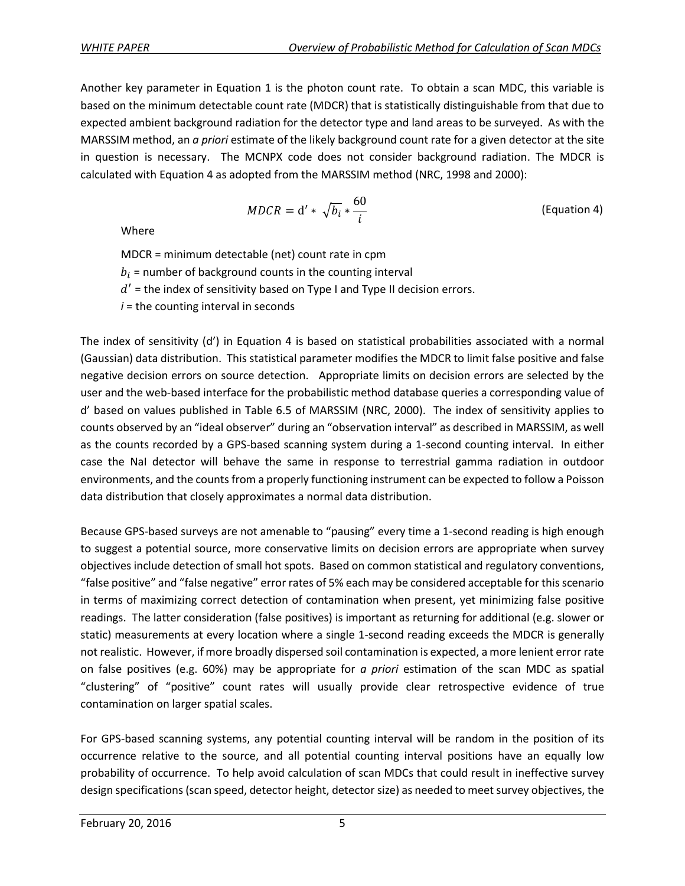Another key parameter in Equation 1 is the photon count rate. To obtain a scan MDC, this variable is based on the minimum detectable count rate (MDCR) that is statistically distinguishable from that due to expected ambient background radiation for the detector type and land areas to be surveyed. As with the MARSSIM method, an *a priori* estimate of the likely background count rate for a given detector at the site in question is necessary. The MCNPX code does not consider background radiation. The MDCR is calculated with Equation 4 as adopted from the MARSSIM method (NRC, 1998 and 2000):

$$MDCR = d' * \sqrt{b_i} * \frac{60}{i} \qquad \text{(Equation 4)}$$

Where

MDCR = minimum detectable (net) count rate in cpm

$b_i$ = number of background counts in the counting interval

$d'$ = the index of sensitivity based on Type I and Type II decision errors.

$i$ = the counting interval in seconds

The index of sensitivity (d') in Equation 4 is based on statistical probabilities associated with a normal (Gaussian) data distribution. This statistical parameter modifies the MDCR to limit false positive and false negative decision errors on source detection. Appropriate limits on decision errors are selected by the user and the web-based interface for the probabilistic method database queries a corresponding value of d' based on values published in Table 6.5 of MARSSIM (NRC, 2000). The index of sensitivity applies to counts observed by an "ideal observer" during an "observation interval" as described in MARSSIM, as well as the counts recorded by a GPS-based scanning system during a 1-second counting interval. In either case the NaI detector will behave the same in response to terrestrial gamma radiation in outdoor environments, and the counts from a properly functioning instrument can be expected to follow a Poisson data distribution that closely approximates a normal data distribution.

Because GPS-based surveys are not amenable to "pausing" every time a 1-second reading is high enough to suggest a potential source, more conservative limits on decision errors are appropriate when survey objectives include detection of small hot spots. Based on common statistical and regulatory conventions, "false positive" and "false negative" error rates of 5% each may be considered acceptable for this scenario in terms of maximizing correct detection of contamination when present, yet minimizing false positive readings. The latter consideration (false positives) is important as returning for additional (e.g. slower or static) measurements at every location where a single 1-second reading exceeds the MDCR is generally not realistic. However, if more broadly dispersed soil contamination is expected, a more lenient error rate on false positives (e.g. 60%) may be appropriate for *a priori* estimation of the scan MDC as spatial "clustering" of "positive" count rates will usually provide clear retrospective evidence of true contamination on larger spatial scales.

For GPS-based scanning systems, any potential counting interval will be random in the position of its occurrence relative to the source, and all potential counting interval positions have an equally low probability of occurrence. To help avoid calculation of scan MDCs that could result in ineffective survey design specifications (scan speed, detector height, detector size) as needed to meet survey objectives, the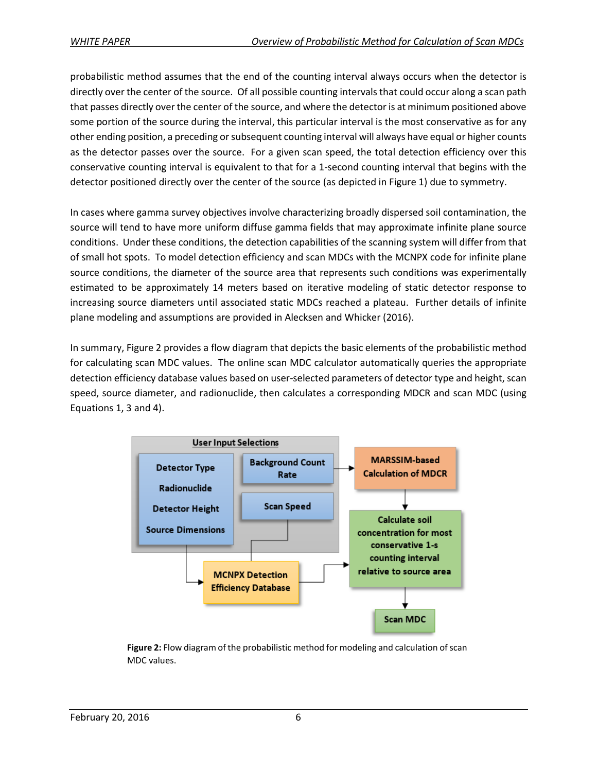probabilistic method assumes that the end of the counting interval always occurs when the detector is directly over the center of the source. Of all possible counting intervals that could occur along a scan path that passes directly over the center of the source, and where the detector is at minimum positioned above some portion of the source during the interval, this particular interval is the most conservative as for any other ending position, a preceding or subsequent counting interval will always have equal or higher counts as the detector passes over the source. For a given scan speed, the total detection efficiency over this conservative counting interval is equivalent to that for a 1-second counting interval that begins with the detector positioned directly over the center of the source (as depicted in Figure 1) due to symmetry.

In cases where gamma survey objectives involve characterizing broadly dispersed soil contamination, the source will tend to have more uniform diffuse gamma fields that may approximate infinite plane source conditions. Under these conditions, the detection capabilities of the scanning system will differ from that of small hot spots. To model detection efficiency and scan MDCs with the MCNPX code for infinite plane source conditions, the diameter of the source area that represents such conditions was experimentally estimated to be approximately 14 meters based on iterative modeling of static detector response to increasing source diameters until associated static MDCs reached a plateau. Further details of infinite plane modeling and assumptions are provided in Alecksen and Whicker (2016).

In summary, Figure 2 provides a flow diagram that depicts the basic elements of the probabilistic method for calculating scan MDC values. The online scan MDC calculator automatically queries the appropriate detection efficiency database values based on user-selected parameters of detector type and height, scan speed, source diameter, and radionuclide, then calculates a corresponding MDCR and scan MDC (using Equations 1, 3 and 4).

**User Input Selections**: Detector Type, Radionuclide, Detector Height, Source Dimensions; Background Count Rate; Scan Speed

Background Count Rate → MARSSIM-based Calculation of MDCR → Calculate soil concentration for most conservative 1-s counting interval relative to source area → Scan MDC

Detector Type / Radionuclide / Detector Height / Source Dimensions and Scan Speed → MCNPX Detection Efficiency Database → Calculate soil concentration for most conservative 1-s counting interval relative to source area

**Figure 2:** Flow diagram of the probabilistic method for modeling and calculation of scan MDC values.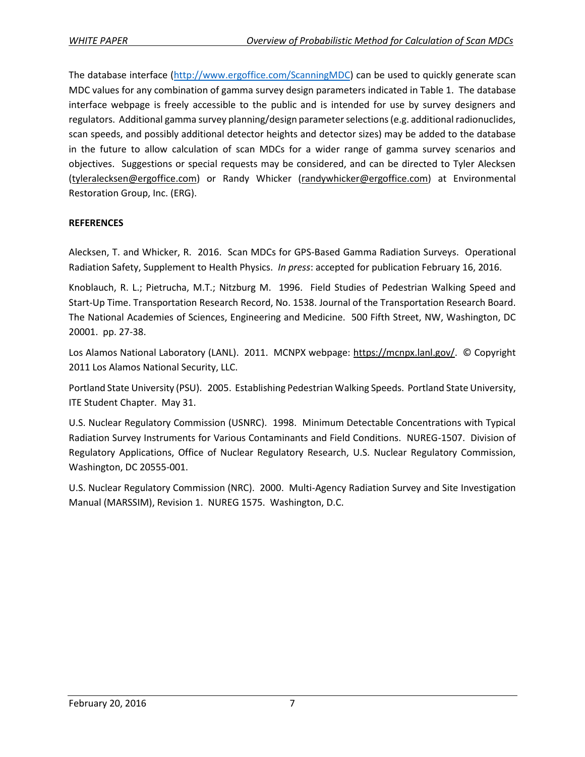The database interface (http://www.ergoffice.com/ScanningMDC) can be used to quickly generate scan MDC values for any combination of gamma survey design parameters indicated in Table 1. The database interface webpage is freely accessible to the public and is intended for use by survey designers and regulators. Additional gamma survey planning/design parameter selections (e.g. additional radionuclides, scan speeds, and possibly additional detector heights and detector sizes) may be added to the database in the future to allow calculation of scan MDCs for a wider range of gamma survey scenarios and objectives. Suggestions or special requests may be considered, and can be directed to Tyler Alecksen (tyleralecksen@ergoffice.com) or Randy Whicker (randywhicker@ergoffice.com) at Environmental Restoration Group, Inc. (ERG).

**REFERENCES**

Alecksen, T. and Whicker, R. 2016. Scan MDCs for GPS-Based Gamma Radiation Surveys. Operational Radiation Safety, Supplement to Health Physics. *In press*: accepted for publication February 16, 2016.

Knoblauch, R. L.; Pietrucha, M.T.; Nitzburg M. 1996. Field Studies of Pedestrian Walking Speed and Start-Up Time. Transportation Research Record, No. 1538. Journal of the Transportation Research Board. The National Academies of Sciences, Engineering and Medicine. 500 Fifth Street, NW, Washington, DC 20001. pp. 27-38.

Los Alamos National Laboratory (LANL). 2011. MCNPX webpage: https://mcnpx.lanl.gov/. © Copyright 2011 Los Alamos National Security, LLC.

Portland State University (PSU). 2005. Establishing Pedestrian Walking Speeds. Portland State University, ITE Student Chapter. May 31.

U.S. Nuclear Regulatory Commission (USNRC). 1998. Minimum Detectable Concentrations with Typical Radiation Survey Instruments for Various Contaminants and Field Conditions. NUREG-1507. Division of Regulatory Applications, Office of Nuclear Regulatory Research, U.S. Nuclear Regulatory Commission, Washington, DC 20555-001.

U.S. Nuclear Regulatory Commission (NRC). 2000. Multi-Agency Radiation Survey and Site Investigation Manual (MARSSIM), Revision 1. NUREG 1575. Washington, D.C.